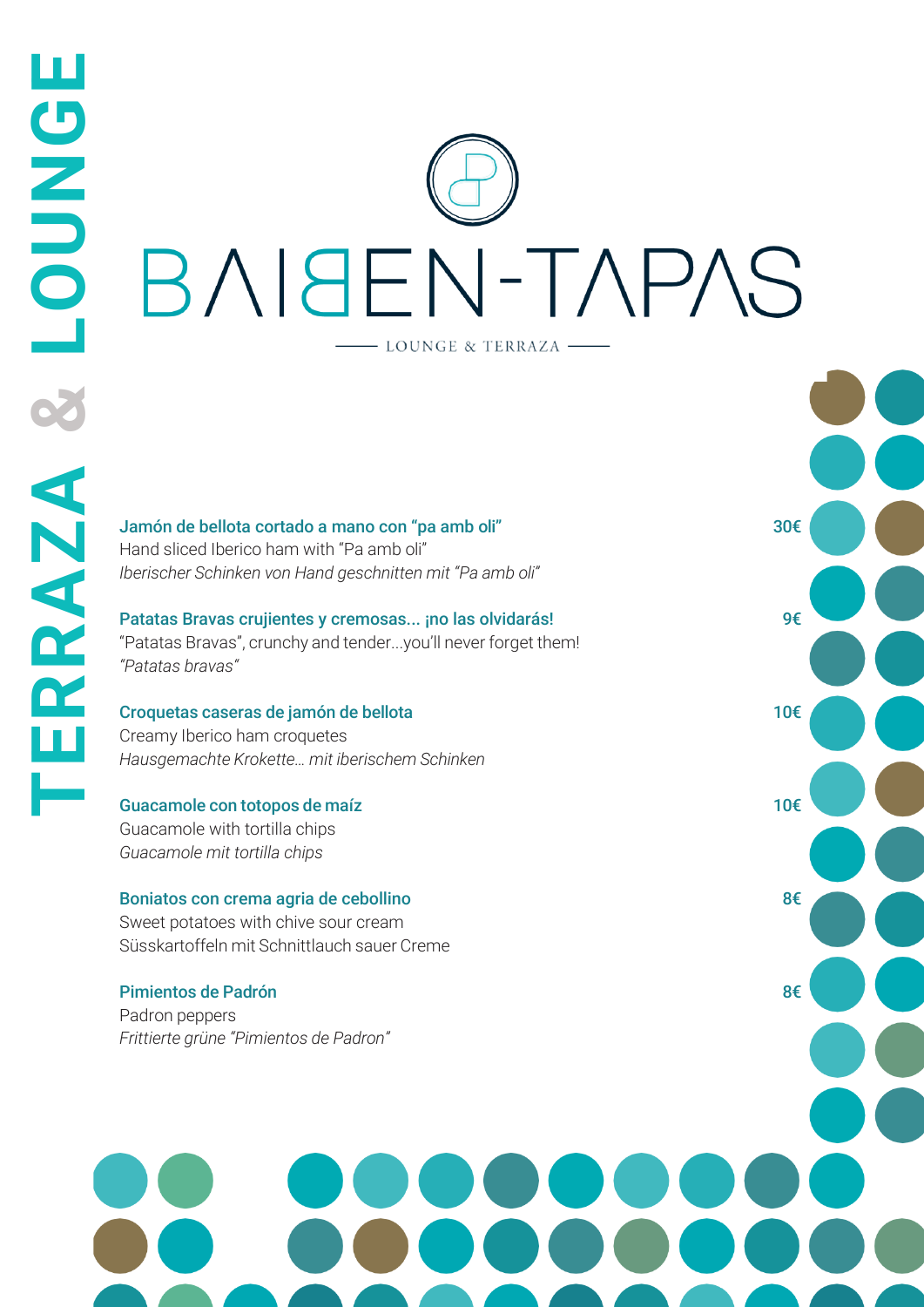# BAIBEN-TAPAS

LOUNGE & TERRAZA

TERRAZA & LOUNGE

**Jamón de bellota cortado a mano con "pa amb oli"** — 30€
Hand sliced Iberico ham with "Pa amb oli"
*Iberischer Schinken von Hand geschnitten mit "Pa amb oli"*

**Patatas Bravas crujientes y cremosas... ¡no las olvidarás!** — 9€
"Patatas Bravas", crunchy and tender...you'll never forget them!
*"Patatas bravas"*

**Croquetas caseras de jamón de bellota** — 10€
Creamy Iberico ham croquetes
*Hausgemachte Krokette… mit iberischem Schinken*

**Guacamole con totopos de maíz** — 10€
Guacamole with tortilla chips
*Guacamole mit tortilla chips*

**Boniatos con crema agria de cebollino** — 8€
Sweet potatoes with chive sour cream
Süsskartoffeln mit Schnittlauch sauer Creme

**Pimientos de Padrón** — 8€
Padron peppers
*Frittierte grüne "Pimientos de Padron"*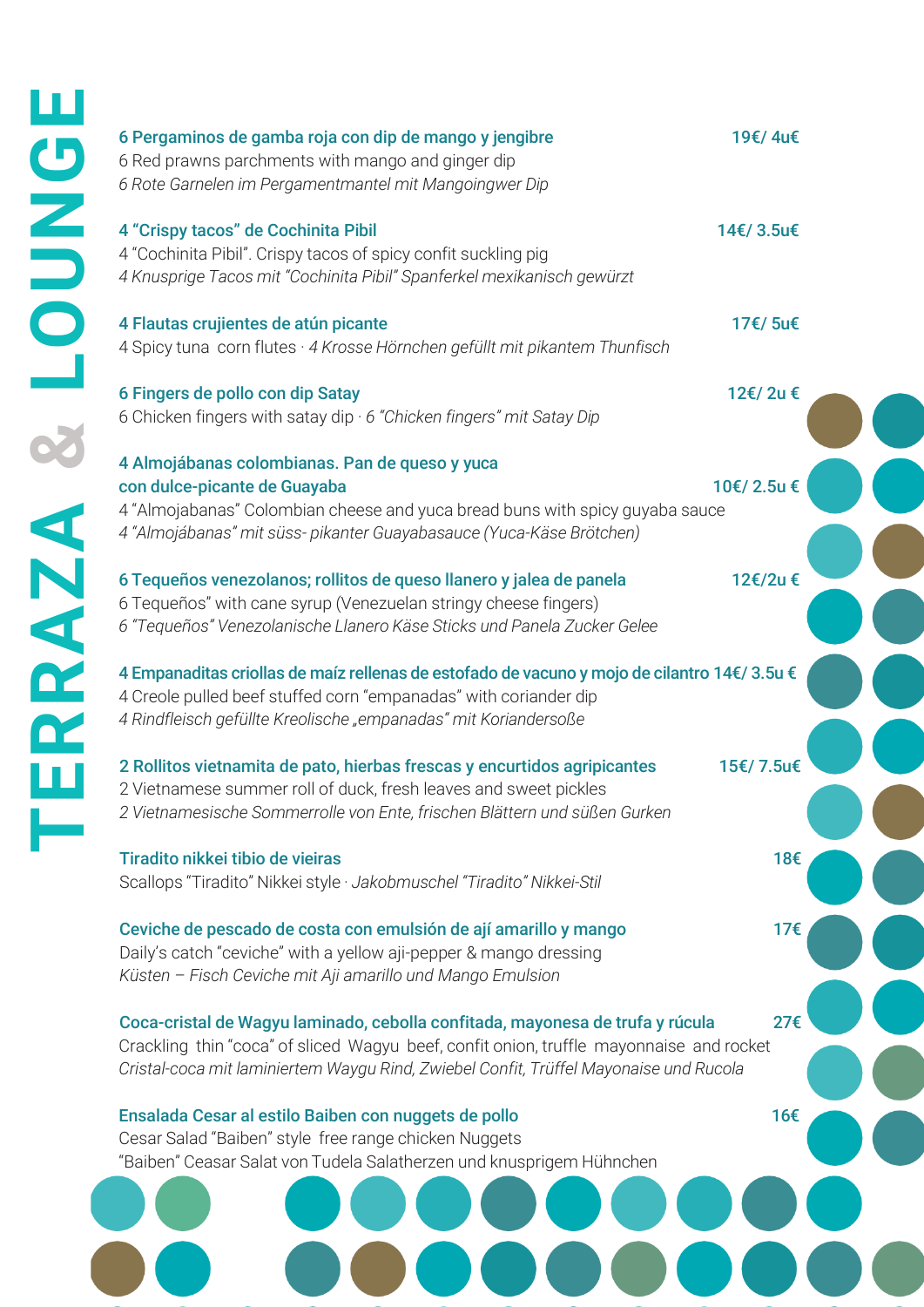# TERRAZA & LOUNGE

**6 Pergaminos de gamba roja con dip de mango y jengibre** 19€/ 4u€
6 Red prawns parchments with mango and ginger dip
*6 Rote Garnelen im Pergamentmantel mit Mangoingwer Dip*

**4 "Crispy tacos" de Cochinita Pibil** 14€/ 3.5u€
4 "Cochinita Pibil". Crispy tacos of spicy confit suckling pig
*4 Knusprige Tacos mit "Cochinita Pibil" Spanferkel mexikanisch gewürzt*

**4 Flautas crujientes de atún picante** 17€/ 5u€
4 Spicy tuna corn flutes · *4 Krosse Hörnchen gefüllt mit pikantem Thunfisch*

**6 Fingers de pollo con dip Satay** 12€/ 2u €
6 Chicken fingers with satay dip · *6 "Chicken fingers" mit Satay Dip*

**4 Almojábanas colombianas. Pan de queso y yuca con dulce-picante de Guayaba** 10€/ 2.5u €
4 "Almojabanas" Colombian cheese and yuca bread buns with spicy guyaba sauce
*4 "Almojábanas" mit süss- pikanter Guayabasauce (Yuca-Käse Brötchen)*

**6 Tequeños venezolanos; rollitos de queso llanero y jalea de panela** 12€/2u €
6 Tequeños" with cane syrup (Venezuelan stringy cheese fingers)
*6 "Tequeños" Venezolanische Llanero Käse Sticks und Panela Zucker Gelee*

**4 Empanaditas criollas de maíz rellenas de estofado de vacuno y mojo de cilantro** 14€/ 3.5u €
4 Creole pulled beef stuffed corn "empanadas" with coriander dip
*4 Rindfleisch gefüllte Kreolische „empanadas" mit Koriandersoße*

**2 Rollitos vietnamita de pato, hierbas frescas y encurtidos agripicantes** 15€/ 7.5u€
2 Vietnamese summer roll of duck, fresh leaves and sweet pickles
*2 Vietnamesische Sommerrolle von Ente, frischen Blättern und süßen Gurken*

**Tiradito nikkei tibio de vieiras** 18€
Scallops "Tiradito" Nikkei style · *Jakobmuschel "Tiradito" Nikkei-Stil*

**Ceviche de pescado de costa con emulsión de ají amarillo y mango** 17€
Daily's catch "ceviche" with a yellow aji-pepper & mango dressing
*Küsten – Fisch Ceviche mit Aji amarillo und Mango Emulsion*

**Coca-cristal de Wagyu laminado, cebolla confitada, mayonesa de trufa y rúcula** 27€
Crackling thin "coca" of sliced Wagyu beef, confit onion, truffle mayonnaise and rocket
*Cristal-coca mit laminiertem Waygu Rind, Zwiebel Confit, Trüffel Mayonaise und Rucola*

**Ensalada Cesar al estilo Baiben con nuggets de pollo** 16€
Cesar Salad "Baiben" style free range chicken Nuggets
"Baiben" Ceasar Salat von Tudela Salatherzen und knusprigem Hühnchen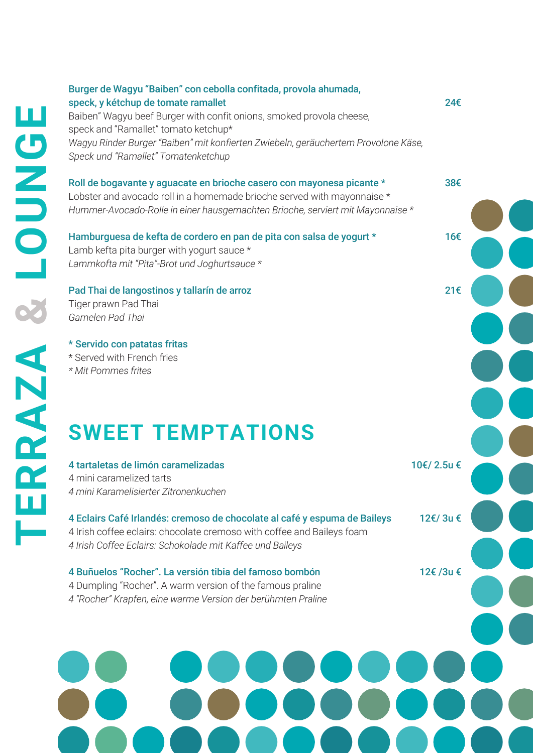# TERRAZA & LOUNGE

**Burger de Wagyu "Baiben" con cebolla confitada, provola ahumada, speck, y kétchup de tomate ramallet** — 24€
Baiben" Wagyu beef Burger with confit onions, smoked provola cheese, speck and "Ramallet" tomato ketchup*
*Wagyu Rinder Burger "Baiben" mit konfierten Zwiebeln, geräuchertem Provolone Käse, Speck und "Ramallet" Tomatenketchup*

**Roll de bogavante y aguacate en brioche casero con mayonesa picante *** — 38€
Lobster and avocado roll in a homemade brioche served with mayonnaise *
*Hummer-Avocado-Rolle in einer hausgemachten Brioche, serviert mit Mayonnaise **

**Hamburguesa de kefta de cordero en pan de pita con salsa de yogurt *** — 16€
Lamb kefta pita burger with yogurt sauce *
*Lammkofta mit "Pita"-Brot und Joghurtsauce **

**Pad Thai de langostinos y tallarín de arroz** — 21€
Tiger prawn Pad Thai
*Garnelen Pad Thai*

*** Servido con patatas fritas**
* Served with French fries
** Mit Pommes frites*

## SWEET TEMPTATIONS

**4 tartaletas de limón caramelizadas** — 10€/ 2.5u €
4 mini caramelized tarts
*4 mini Karamelisierter Zitronenkuchen*

**4 Eclairs Café Irlandés: cremoso de chocolate al café y espuma de Baileys** — 12€/ 3u €
4 Irish coffee eclairs: chocolate cremoso with coffee and Baileys foam
*4 Irish Coffee Eclairs: Schokolade mit Kaffee und Baileys*

**4 Buñuelos "Rocher". La versión tibia del famoso bombón** — 12€ /3u €
4 Dumpling "Rocher". A warm version of the famous praline
*4 "Rocher" Krapfen, eine warme Version der berühmten Praline*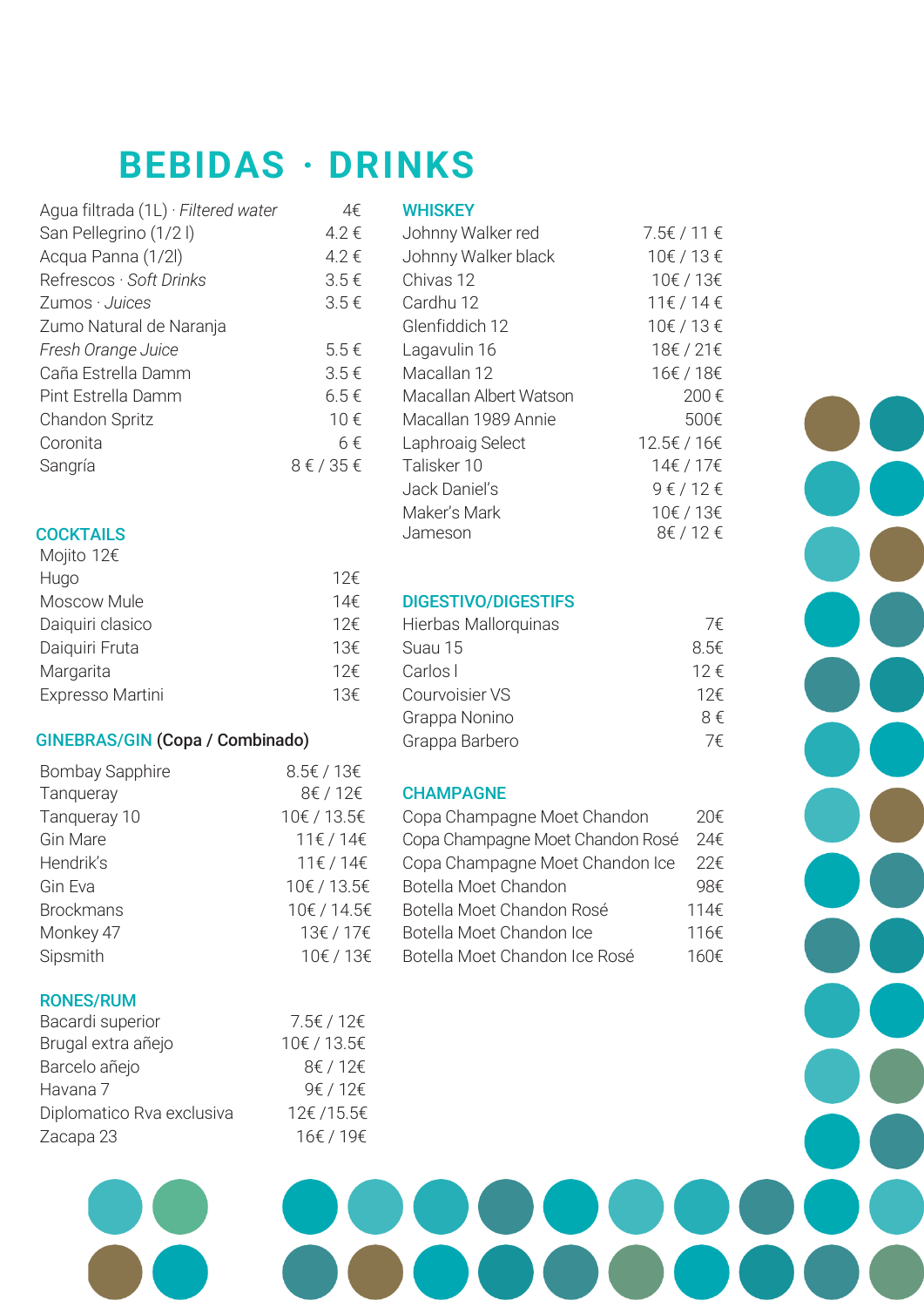# BEBIDAS · DRINKS

| | |
|---|---|
| Agua filtrada (1L) · *Filtered water* | 4€ |
| San Pellegrino (1/2 l) | 4.2 € |
| Acqua Panna (1/2l) | 4.2 € |
| Refrescos · *Soft Drinks* | 3.5 € |
| Zumos · *Juices* | 3.5 € |
| Zumo Natural de Naranja *Fresh Orange Juice* | 5.5 € |
| Caña Estrella Damm | 3.5 € |
| Pint Estrella Damm | 6.5 € |
| Chandon Spritz | 10 € |
| Coronita | 6 € |
| Sangría | 8 € / 35 € |

## COCKTAILS

| | |
|---|---|
| Mojito 12€ | |
| Hugo | 12€ |
| Moscow Mule | 14€ |
| Daiquiri clasico | 12€ |
| Daiquiri Fruta | 13€ |
| Margarita | 12€ |
| Expresso Martini | 13€ |

## GINEBRAS/GIN **(Copa / Combinado)**

| | |
|---|---|
| Bombay Sapphire | 8.5€ / 13€ |
| Tanqueray | 8€ / 12€ |
| Tanqueray 10 | 10€ / 13.5€ |
| Gin Mare | 11€ / 14€ |
| Hendrik's | 11€ / 14€ |
| Gin Eva | 10€ / 13.5€ |
| Brockmans | 10€ / 14.5€ |
| Monkey 47 | 13€ / 17€ |
| Sipsmith | 10€ / 13€ |

## RONES/RUM

| | |
|---|---|
| Bacardi superior | 7.5€ / 12€ |
| Brugal extra añejo | 10€ / 13.5€ |
| Barcelo añejo | 8€ / 12€ |
| Havana 7 | 9€ / 12€ |
| Diplomatico Rva exclusiva | 12€ /15.5€ |
| Zacapa 23 | 16€ / 19€ |

## WHISKEY

| | |
|---|---|
| Johnny Walker red | 7.5€ / 11 € |
| Johnny Walker black | 10€ / 13 € |
| Chivas 12 | 10€ / 13€ |
| Cardhu 12 | 11€ / 14 € |
| Glenfiddich 12 | 10€ / 13 € |
| Lagavulin 16 | 18€ / 21€ |
| Macallan 12 | 16€ / 18€ |
| Macallan Albert Watson | 200 € |
| Macallan 1989 Annie | 500€ |
| Laphroaig Select | 12.5€ / 16€ |
| Talisker 10 | 14€ / 17€ |
| Jack Daniel's | 9 € / 12 € |
| Maker's Mark | 10€ / 13€ |
| Jameson | 8€ / 12 € |

## DIGESTIVO/DIGESTIFS

| | |
|---|---|
| Hierbas Mallorquinas | 7€ |
| Suau 15 | 8.5€ |
| Carlos I | 12 € |
| Courvoisier VS | 12€ |
| Grappa Nonino | 8 € |
| Grappa Barbero | 7€ |

## CHAMPAGNE

| | |
|---|---|
| Copa Champagne Moet Chandon | 20€ |
| Copa Champagne Moet Chandon Rosé | 24€ |
| Copa Champagne Moet Chandon Ice | 22€ |
| Botella Moet Chandon | 98€ |
| Botella Moet Chandon Rosé | 114€ |
| Botella Moet Chandon Ice | 116€ |
| Botella Moet Chandon Ice Rosé | 160€ |